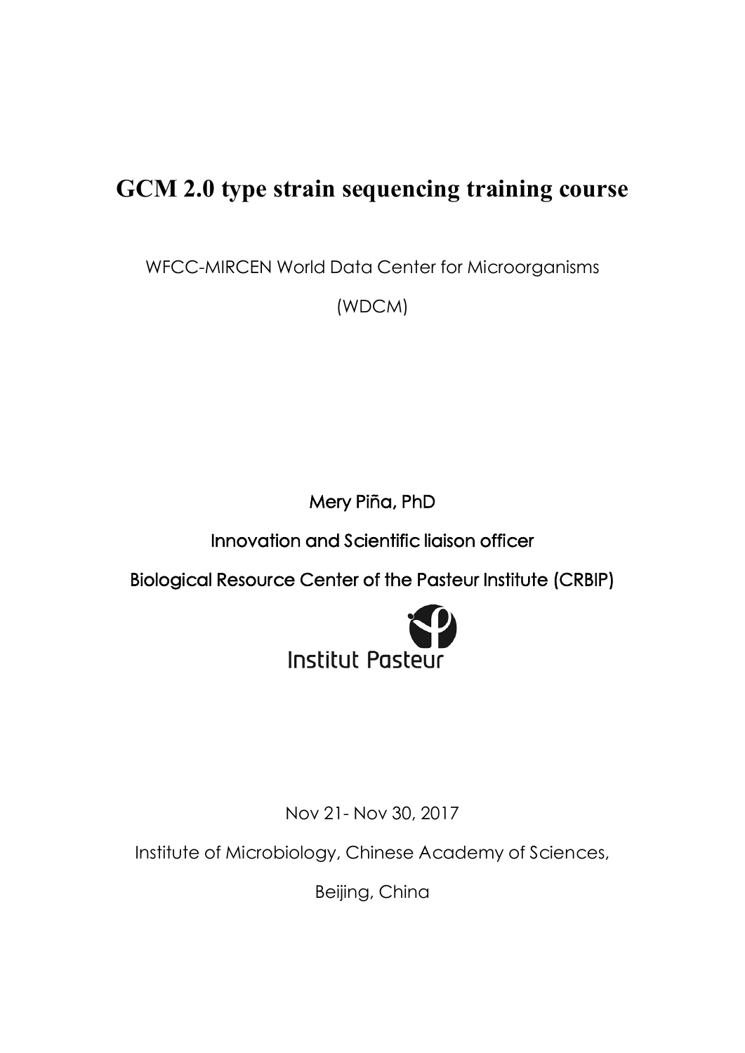# GCM 2.0 type strain sequencing training course

WFCC-MIRCEN World Data Center for Microorganisms

(WDCM)

**Mery Piña, PhD**

**Innovation and Scientific liaison officer**

**Biological Resource Center of the Pasteur Institute (CRBIP)**

Institut Pasteur

Nov 21- Nov 30, 2017

Institute of Microbiology, Chinese Academy of Sciences,

Beijing, China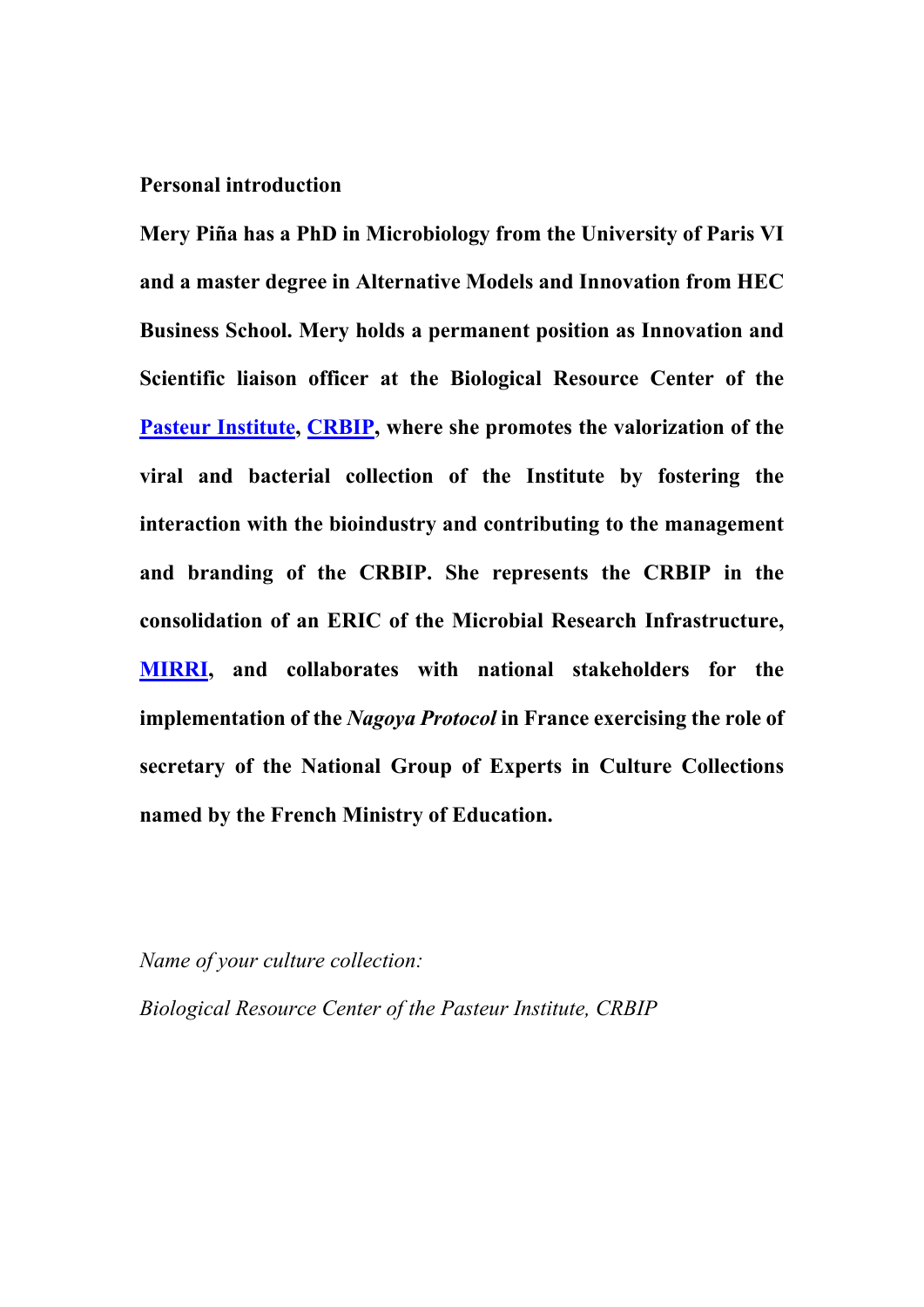**Personal introduction**

**Mery Piña has a PhD in Microbiology from the University of Paris VI and a master degree in Alternative Models and Innovation from HEC Business School. Mery holds a permanent position as Innovation and Scientific liaison officer at the Biological Resource Center of the Pasteur Institute, CRBIP, where she promotes the valorization of the viral and bacterial collection of the Institute by fostering the interaction with the bioindustry and contributing to the management and branding of the CRBIP. She represents the CRBIP in the consolidation of an ERIC of the Microbial Research Infrastructure, MIRRI, and collaborates with national stakeholders for the implementation of the *Nagoya Protocol* in France exercising the role of secretary of the National Group of Experts in Culture Collections named by the French Ministry of Education.**

*Name of your culture collection:*

*Biological Resource Center of the Pasteur Institute, CRBIP*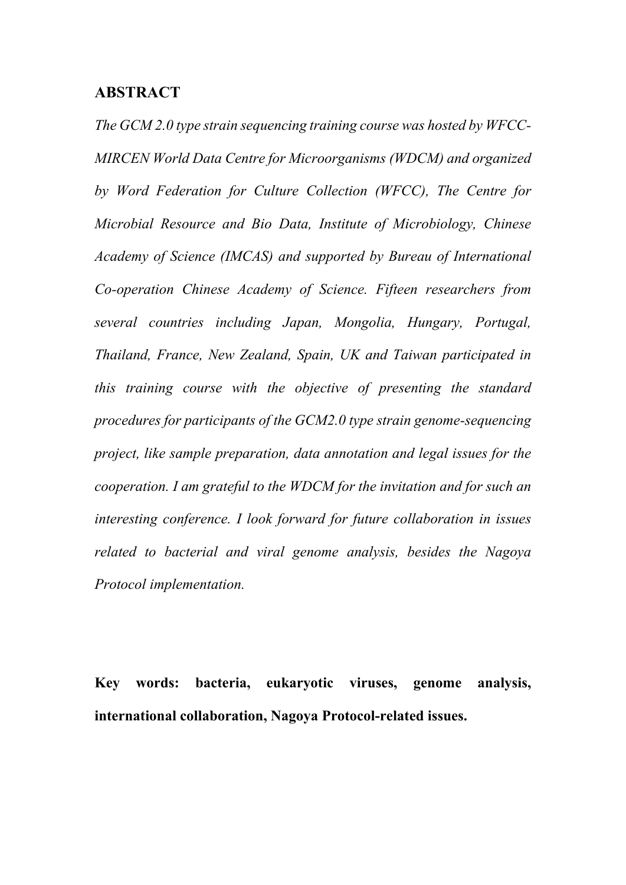## ABSTRACT

*The GCM 2.0 type strain sequencing training course was hosted by WFCC-MIRCEN World Data Centre for Microorganisms (WDCM) and organized by Word Federation for Culture Collection (WFCC), The Centre for Microbial Resource and Bio Data, Institute of Microbiology, Chinese Academy of Science (IMCAS) and supported by Bureau of International Co-operation Chinese Academy of Science. Fifteen researchers from several countries including Japan, Mongolia, Hungary, Portugal, Thailand, France, New Zealand, Spain, UK and Taiwan participated in this training course with the objective of presenting the standard procedures for participants of the GCM2.0 type strain genome-sequencing project, like sample preparation, data annotation and legal issues for the cooperation. I am grateful to the WDCM for the invitation and for such an interesting conference. I look forward for future collaboration in issues related to bacterial and viral genome analysis, besides the Nagoya Protocol implementation.*

**Key words: bacteria, eukaryotic viruses, genome analysis, international collaboration, Nagoya Protocol-related issues.**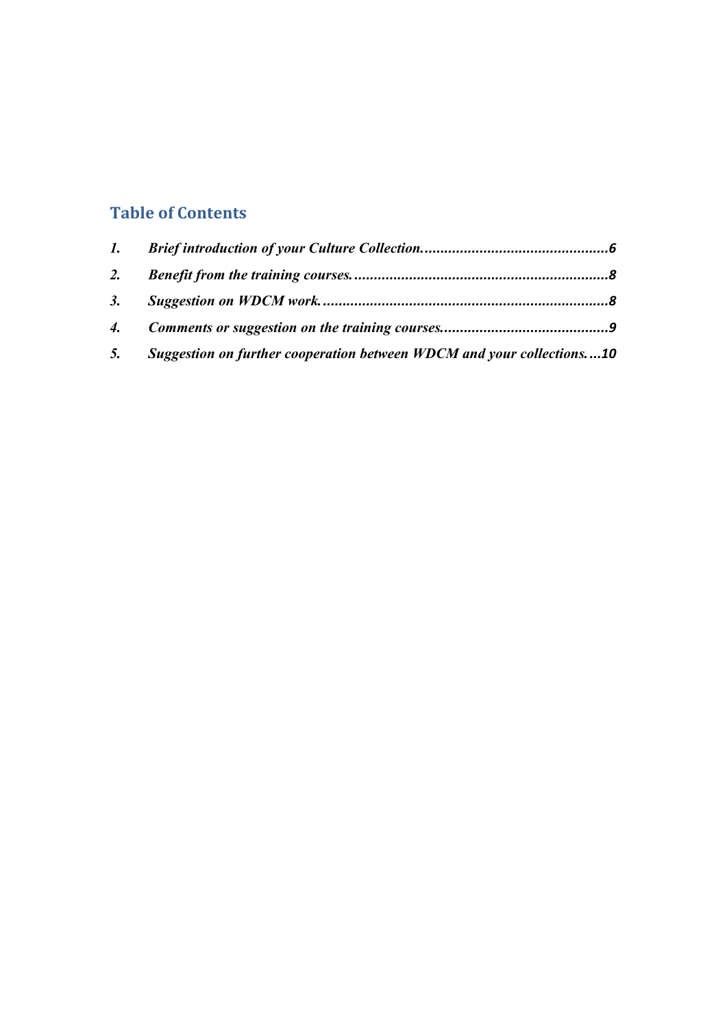## Table of Contents

1. *Brief introduction of your Culture Collection.* ........................................ *6*
2. *Benefit from the training courses.* ........................................ *8*
3. *Suggestion on WDCM work.* ........................................ *8*
4. *Comments or suggestion on the training courses.* ........................................ *9*
5. *Suggestion on further cooperation between WDCM and your collections.* ...*10*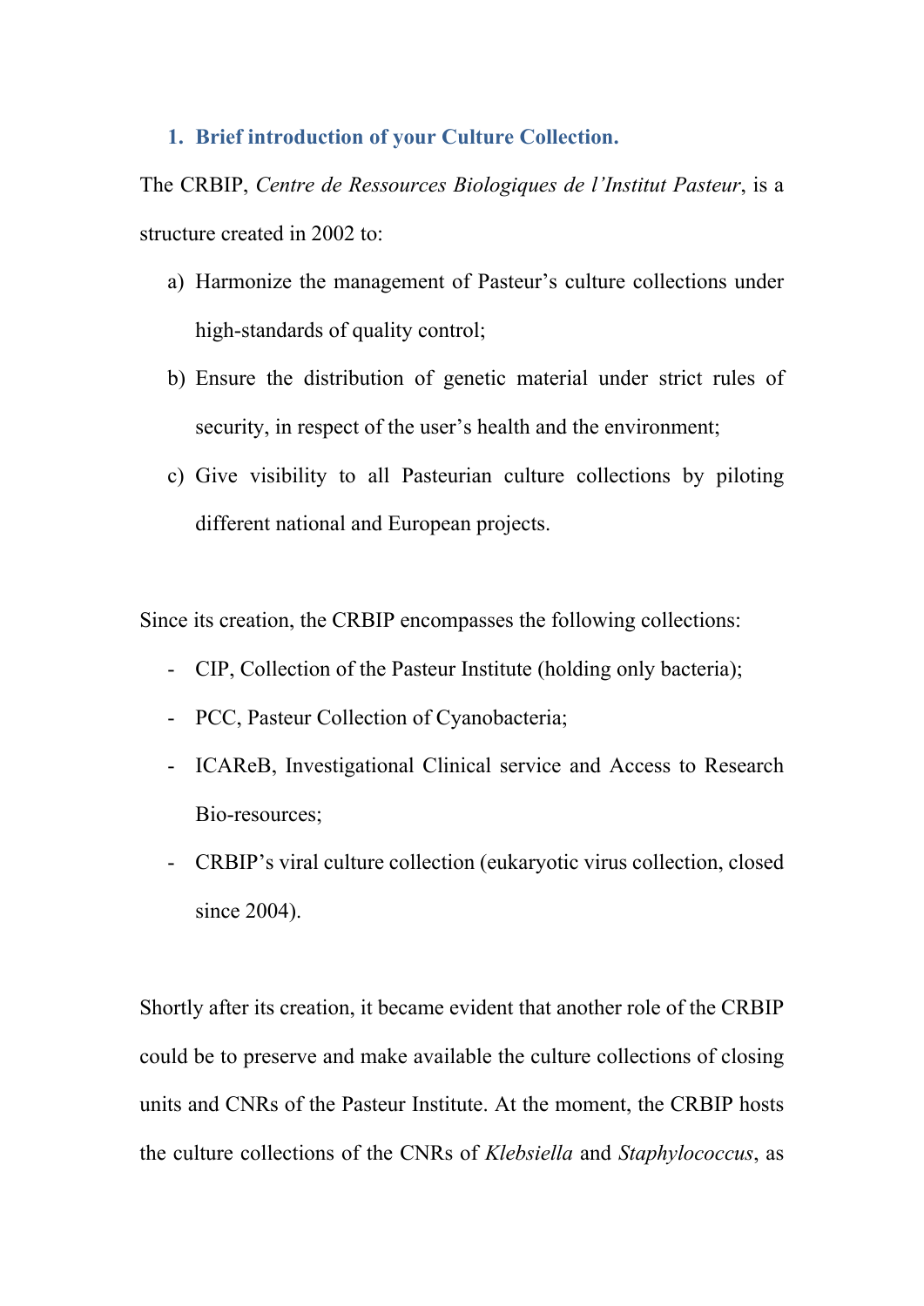## 1. Brief introduction of your Culture Collection.

The CRBIP, *Centre de Ressources Biologiques de l'Institut Pasteur*, is a structure created in 2002 to:

a) Harmonize the management of Pasteur's culture collections under high-standards of quality control;

b) Ensure the distribution of genetic material under strict rules of security, in respect of the user's health and the environment;

c) Give visibility to all Pasteurian culture collections by piloting different national and European projects.

Since its creation, the CRBIP encompasses the following collections:

- CIP, Collection of the Pasteur Institute (holding only bacteria);
- PCC, Pasteur Collection of Cyanobacteria;
- ICAReB, Investigational Clinical service and Access to Research Bio-resources;
- CRBIP's viral culture collection (eukaryotic virus collection, closed since 2004).

Shortly after its creation, it became evident that another role of the CRBIP could be to preserve and make available the culture collections of closing units and CNRs of the Pasteur Institute. At the moment, the CRBIP hosts the culture collections of the CNRs of *Klebsiella* and *Staphylococcus*, as